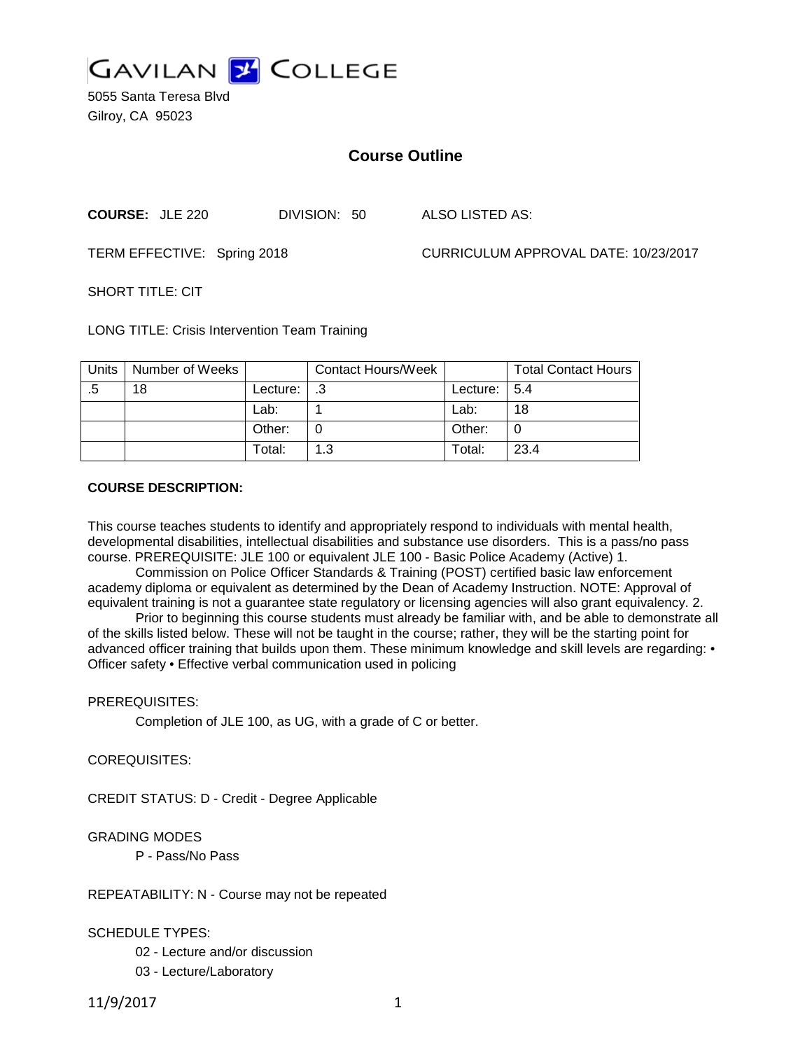# GAVILAN COLLEGE

5055 Santa Teresa Blvd
Gilroy, CA 95023

## Course Outline

**COURSE:** JLE 220 DIVISION: 50 ALSO LISTED AS:

TERM EFFECTIVE: Spring 2018 CURRICULUM APPROVAL DATE: 10/23/2017

SHORT TITLE: CIT

LONG TITLE: Crisis Intervention Team Training

| Units | Number of Weeks | | Contact Hours/Week | | Total Contact Hours |
|---|---|---|---|---|---|
| .5 | 18 | Lecture: | .3 | Lecture: | 5.4 |
| | | Lab: | 1 | Lab: | 18 |
| | | Other: | 0 | Other: | 0 |
| | | Total: | 1.3 | Total: | 23.4 |

**COURSE DESCRIPTION:**

This course teaches students to identify and appropriately respond to individuals with mental health, developmental disabilities, intellectual disabilities and substance use disorders. This is a pass/no pass course. PREREQUISITE: JLE 100 or equivalent JLE 100 - Basic Police Academy (Active) 1.
Commission on Police Officer Standards & Training (POST) certified basic law enforcement academy diploma or equivalent as determined by the Dean of Academy Instruction. NOTE: Approval of equivalent training is not a guarantee state regulatory or licensing agencies will also grant equivalency. 2.
Prior to beginning this course students must already be familiar with, and be able to demonstrate all of the skills listed below. These will not be taught in the course; rather, they will be the starting point for advanced officer training that builds upon them. These minimum knowledge and skill levels are regarding: • Officer safety • Effective verbal communication used in policing

PREREQUISITES:

Completion of JLE 100, as UG, with a grade of C or better.

COREQUISITES:

CREDIT STATUS: D - Credit - Degree Applicable

GRADING MODES

P - Pass/No Pass

REPEATABILITY: N - Course may not be repeated

SCHEDULE TYPES:

02 - Lecture and/or discussion

03 - Lecture/Laboratory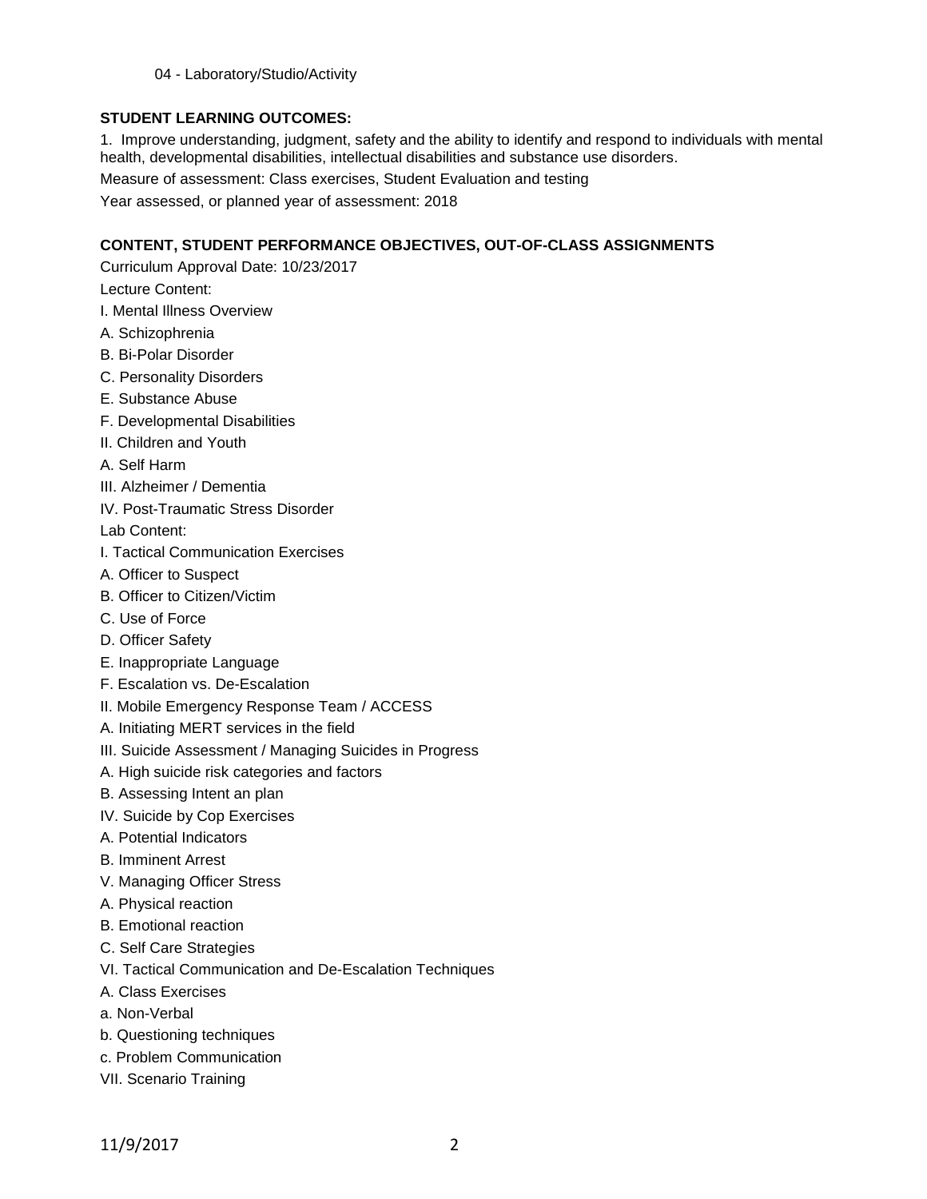04 - Laboratory/Studio/Activity

**STUDENT LEARNING OUTCOMES:**

1. Improve understanding, judgment, safety and the ability to identify and respond to individuals with mental health, developmental disabilities, intellectual disabilities and substance use disorders.

Measure of assessment: Class exercises, Student Evaluation and testing

Year assessed, or planned year of assessment: 2018

**CONTENT, STUDENT PERFORMANCE OBJECTIVES, OUT-OF-CLASS ASSIGNMENTS**

Curriculum Approval Date: 10/23/2017

Lecture Content:

I. Mental Illness Overview

A. Schizophrenia

B. Bi-Polar Disorder

C. Personality Disorders

E. Substance Abuse

F. Developmental Disabilities

II. Children and Youth

A. Self Harm

III. Alzheimer / Dementia

IV. Post-Traumatic Stress Disorder

Lab Content:

I. Tactical Communication Exercises

A. Officer to Suspect

B. Officer to Citizen/Victim

C. Use of Force

D. Officer Safety

E. Inappropriate Language

F. Escalation vs. De-Escalation

II. Mobile Emergency Response Team / ACCESS

A. Initiating MERT services in the field

III. Suicide Assessment / Managing Suicides in Progress

A. High suicide risk categories and factors

B. Assessing Intent an plan

IV. Suicide by Cop Exercises

A. Potential Indicators

B. Imminent Arrest

V. Managing Officer Stress

A. Physical reaction

B. Emotional reaction

C. Self Care Strategies

VI. Tactical Communication and De-Escalation Techniques

A. Class Exercises

a. Non-Verbal

b. Questioning techniques

c. Problem Communication

VII. Scenario Training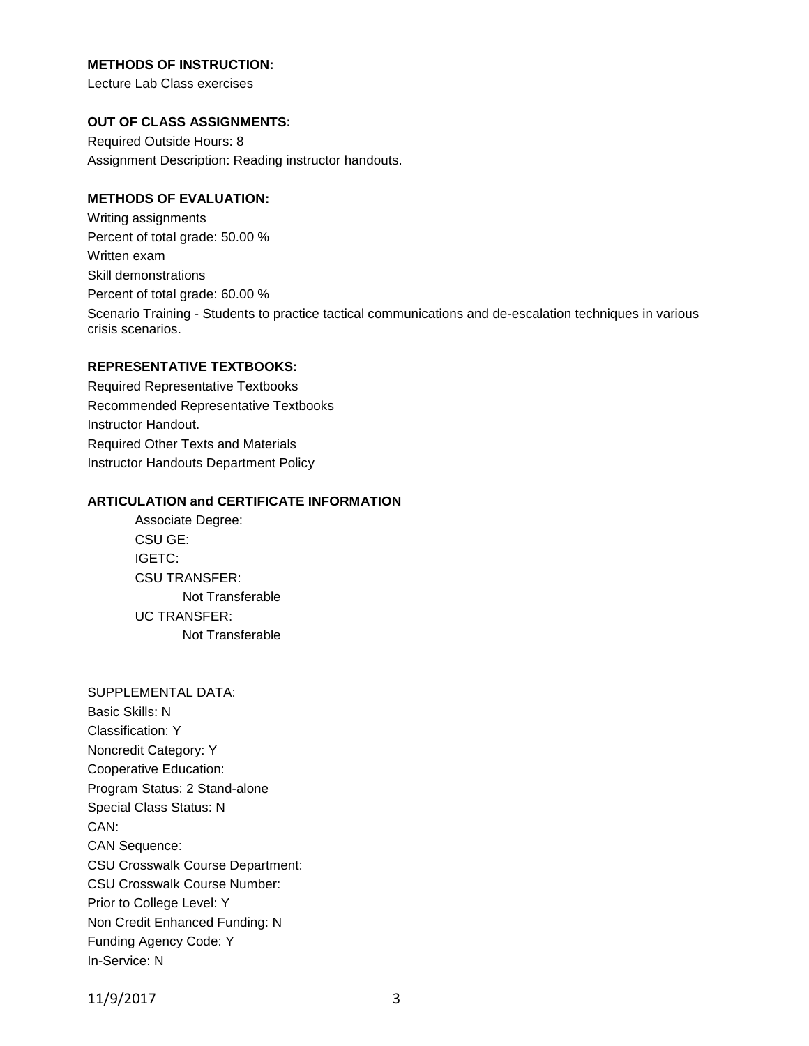**METHODS OF INSTRUCTION:**

Lecture Lab Class exercises

**OUT OF CLASS ASSIGNMENTS:**

Required Outside Hours: 8

Assignment Description: Reading instructor handouts.

**METHODS OF EVALUATION:**

Writing assignments

Percent of total grade: 50.00 %

Written exam

Skill demonstrations

Percent of total grade: 60.00 %

Scenario Training - Students to practice tactical communications and de-escalation techniques in various crisis scenarios.

**REPRESENTATIVE TEXTBOOKS:**

Required Representative Textbooks

Recommended Representative Textbooks

Instructor Handout.

Required Other Texts and Materials

Instructor Handouts Department Policy

**ARTICULATION and CERTIFICATE INFORMATION**

Associate Degree:

CSU GE:

IGETC:

CSU TRANSFER:

Not Transferable

UC TRANSFER:

Not Transferable

SUPPLEMENTAL DATA:

Basic Skills: N

Classification: Y

Noncredit Category: Y

Cooperative Education:

Program Status: 2 Stand-alone

Special Class Status: N

CAN:

CAN Sequence:

CSU Crosswalk Course Department:

CSU Crosswalk Course Number:

Prior to College Level: Y

Non Credit Enhanced Funding: N

Funding Agency Code: Y

In-Service: N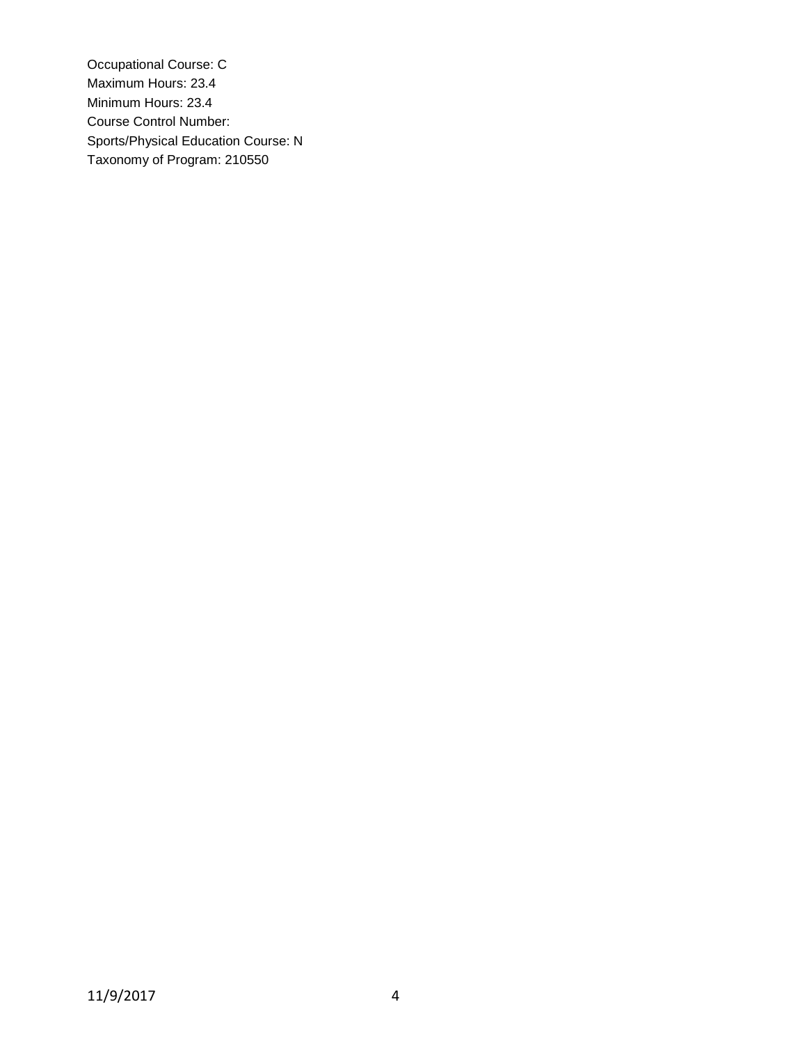Occupational Course: C
Maximum Hours: 23.4
Minimum Hours: 23.4
Course Control Number:
Sports/Physical Education Course: N
Taxonomy of Program: 210550